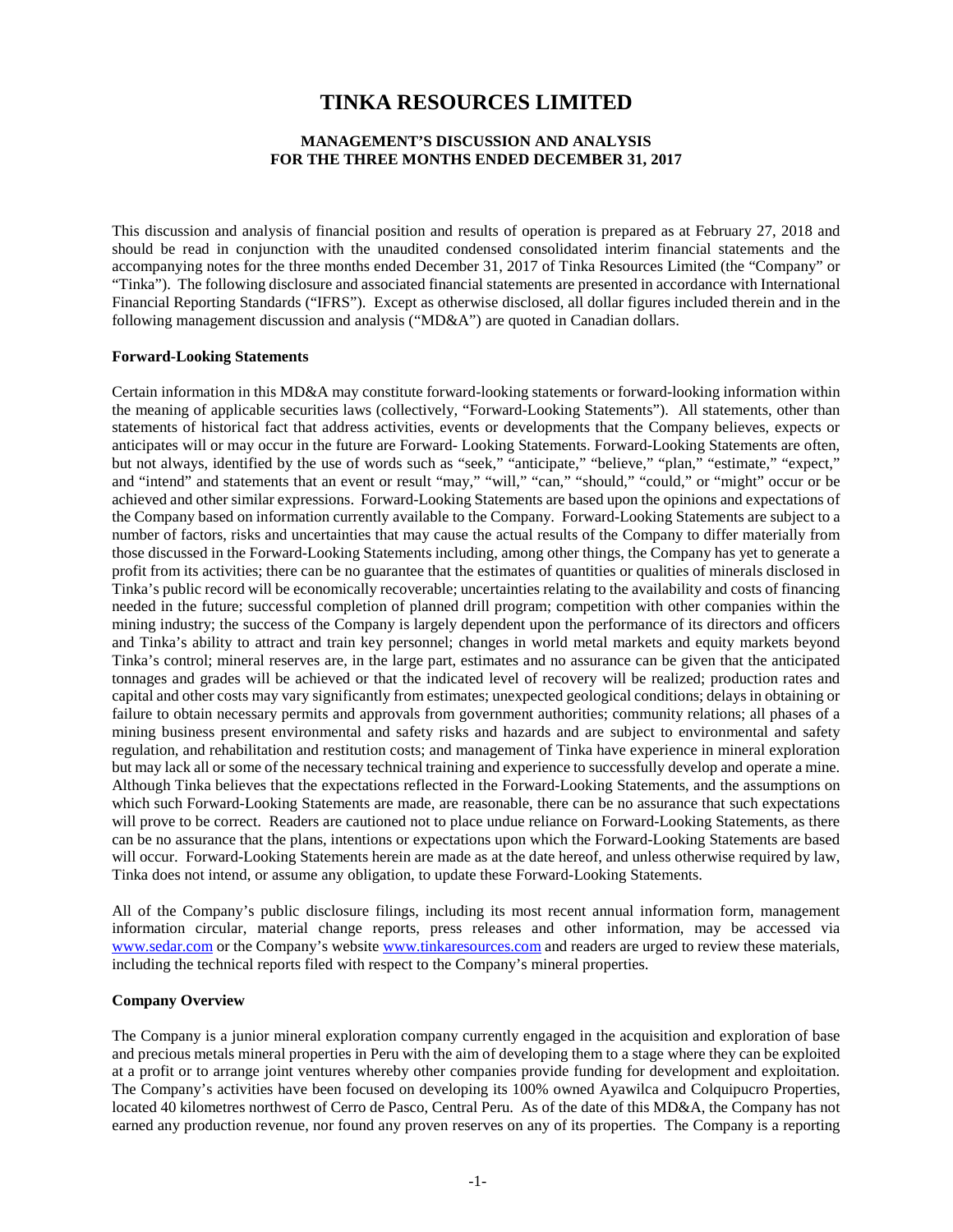# TINKA RESOURCES LIMITED

## MANAGEMENT'S DISCUSSION AND ANALYSIS
## FOR THE THREE MONTHS ENDED DECEMBER 31, 2017

This discussion and analysis of financial position and results of operation is prepared as at February 27, 2018 and should be read in conjunction with the unaudited condensed consolidated interim financial statements and the accompanying notes for the three months ended December 31, 2017 of Tinka Resources Limited (the "Company" or "Tinka"). The following disclosure and associated financial statements are presented in accordance with International Financial Reporting Standards ("IFRS"). Except as otherwise disclosed, all dollar figures included therein and in the following management discussion and analysis ("MD&A") are quoted in Canadian dollars.

**Forward-Looking Statements**

Certain information in this MD&A may constitute forward-looking statements or forward-looking information within the meaning of applicable securities laws (collectively, "Forward-Looking Statements"). All statements, other than statements of historical fact that address activities, events or developments that the Company believes, expects or anticipates will or may occur in the future are Forward- Looking Statements. Forward-Looking Statements are often, but not always, identified by the use of words such as "seek," "anticipate," "believe," "plan," "estimate," "expect," and "intend" and statements that an event or result "may," "will," "can," "should," "could," or "might" occur or be achieved and other similar expressions. Forward-Looking Statements are based upon the opinions and expectations of the Company based on information currently available to the Company. Forward-Looking Statements are subject to a number of factors, risks and uncertainties that may cause the actual results of the Company to differ materially from those discussed in the Forward-Looking Statements including, among other things, the Company has yet to generate a profit from its activities; there can be no guarantee that the estimates of quantities or qualities of minerals disclosed in Tinka's public record will be economically recoverable; uncertainties relating to the availability and costs of financing needed in the future; successful completion of planned drill program; competition with other companies within the mining industry; the success of the Company is largely dependent upon the performance of its directors and officers and Tinka's ability to attract and train key personnel; changes in world metal markets and equity markets beyond Tinka's control; mineral reserves are, in the large part, estimates and no assurance can be given that the anticipated tonnages and grades will be achieved or that the indicated level of recovery will be realized; production rates and capital and other costs may vary significantly from estimates; unexpected geological conditions; delays in obtaining or failure to obtain necessary permits and approvals from government authorities; community relations; all phases of a mining business present environmental and safety risks and hazards and are subject to environmental and safety regulation, and rehabilitation and restitution costs; and management of Tinka have experience in mineral exploration but may lack all or some of the necessary technical training and experience to successfully develop and operate a mine. Although Tinka believes that the expectations reflected in the Forward-Looking Statements, and the assumptions on which such Forward-Looking Statements are made, are reasonable, there can be no assurance that such expectations will prove to be correct. Readers are cautioned not to place undue reliance on Forward-Looking Statements, as there can be no assurance that the plans, intentions or expectations upon which the Forward-Looking Statements are based will occur. Forward-Looking Statements herein are made as at the date hereof, and unless otherwise required by law, Tinka does not intend, or assume any obligation, to update these Forward-Looking Statements.

All of the Company's public disclosure filings, including its most recent annual information form, management information circular, material change reports, press releases and other information, may be accessed via www.sedar.com or the Company's website www.tinkaresources.com and readers are urged to review these materials, including the technical reports filed with respect to the Company's mineral properties.

**Company Overview**

The Company is a junior mineral exploration company currently engaged in the acquisition and exploration of base and precious metals mineral properties in Peru with the aim of developing them to a stage where they can be exploited at a profit or to arrange joint ventures whereby other companies provide funding for development and exploitation. The Company's activities have been focused on developing its 100% owned Ayawilca and Colquipucro Properties, located 40 kilometres northwest of Cerro de Pasco, Central Peru. As of the date of this MD&A, the Company has not earned any production revenue, nor found any proven reserves on any of its properties. The Company is a reporting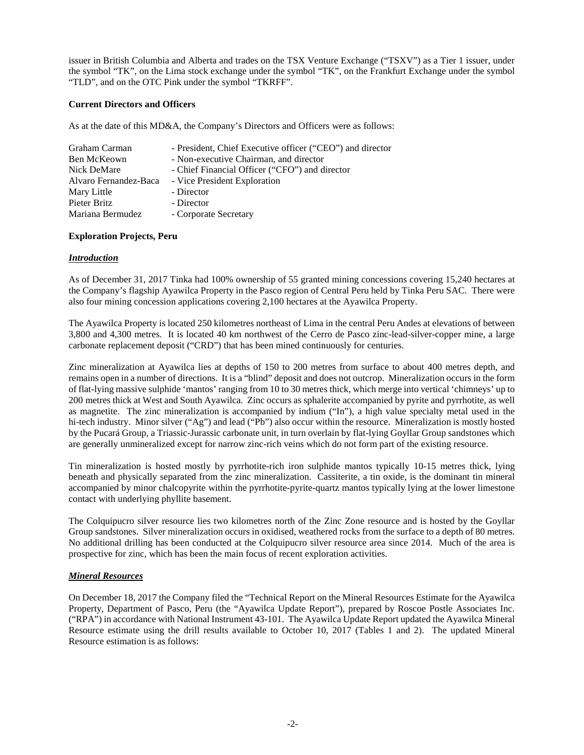issuer in British Columbia and Alberta and trades on the TSX Venture Exchange ("TSXV") as a Tier 1 issuer, under the symbol "TK", on the Lima stock exchange under the symbol "TK", on the Frankfurt Exchange under the symbol "TLD", and on the OTC Pink under the symbol "TKRFF".

**Current Directors and Officers**

As at the date of this MD&A, the Company's Directors and Officers were as follows:

| | |
|---|---|
| Graham Carman | - President, Chief Executive officer ("CEO") and director |
| Ben McKeown | - Non-executive Chairman, and director |
| Nick DeMare | - Chief Financial Officer ("CFO") and director |
| Alvaro Fernandez-Baca | - Vice President Exploration |
| Mary Little | - Director |
| Pieter Britz | - Director |
| Mariana Bermudez | - Corporate Secretary |

**Exploration Projects, Peru**

***Introduction***

As of December 31, 2017 Tinka had 100% ownership of 55 granted mining concessions covering 15,240 hectares at the Company's flagship Ayawilca Property in the Pasco region of Central Peru held by Tinka Peru SAC. There were also four mining concession applications covering 2,100 hectares at the Ayawilca Property.

The Ayawilca Property is located 250 kilometres northeast of Lima in the central Peru Andes at elevations of between 3,800 and 4,300 metres. It is located 40 km northwest of the Cerro de Pasco zinc-lead-silver-copper mine, a large carbonate replacement deposit ("CRD") that has been mined continuously for centuries.

Zinc mineralization at Ayawilca lies at depths of 150 to 200 metres from surface to about 400 metres depth, and remains open in a number of directions. It is a "blind" deposit and does not outcrop. Mineralization occurs in the form of flat-lying massive sulphide 'mantos' ranging from 10 to 30 metres thick, which merge into vertical 'chimneys' up to 200 metres thick at West and South Ayawilca. Zinc occurs as sphalerite accompanied by pyrite and pyrrhotite, as well as magnetite. The zinc mineralization is accompanied by indium ("In"), a high value specialty metal used in the hi-tech industry. Minor silver ("Ag") and lead ("Pb") also occur within the resource. Mineralization is mostly hosted by the Pucará Group, a Triassic-Jurassic carbonate unit, in turn overlain by flat-lying Goyllar Group sandstones which are generally unmineralized except for narrow zinc-rich veins which do not form part of the existing resource.

Tin mineralization is hosted mostly by pyrrhotite-rich iron sulphide mantos typically 10-15 metres thick, lying beneath and physically separated from the zinc mineralization. Cassiterite, a tin oxide, is the dominant tin mineral accompanied by minor chalcopyrite within the pyrrhotite-pyrite-quartz mantos typically lying at the lower limestone contact with underlying phyllite basement.

The Colquipucro silver resource lies two kilometres north of the Zinc Zone resource and is hosted by the Goyllar Group sandstones. Silver mineralization occurs in oxidised, weathered rocks from the surface to a depth of 80 metres. No additional drilling has been conducted at the Colquipucro silver resource area since 2014. Much of the area is prospective for zinc, which has been the main focus of recent exploration activities.

***Mineral Resources***

On December 18, 2017 the Company filed the "Technical Report on the Mineral Resources Estimate for the Ayawilca Property, Department of Pasco, Peru (the "Ayawilca Update Report"), prepared by Roscoe Postle Associates Inc. ("RPA") in accordance with National Instrument 43-101. The Ayawilca Update Report updated the Ayawilca Mineral Resource estimate using the drill results available to October 10, 2017 (Tables 1 and 2). The updated Mineral Resource estimation is as follows: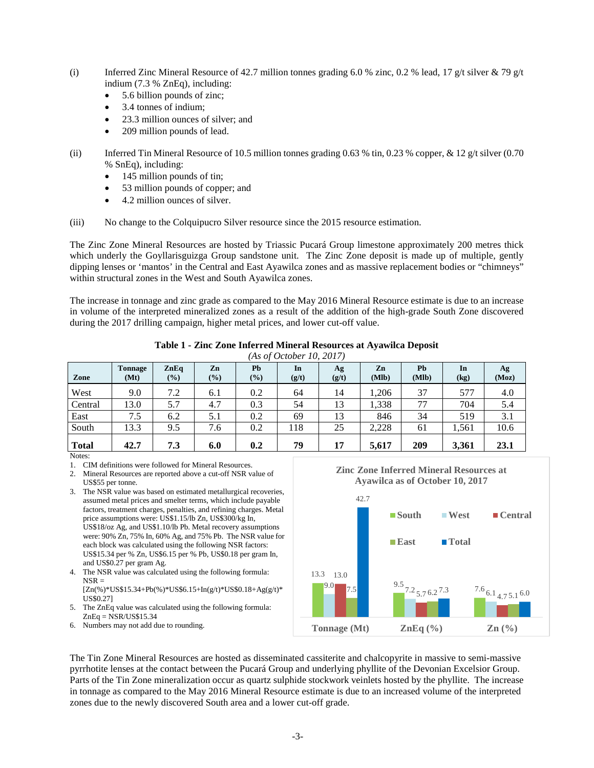(i) Inferred Zinc Mineral Resource of 42.7 million tonnes grading 6.0 % zinc, 0.2 % lead, 17 g/t silver & 79 g/t indium (7.3 % ZnEq), including:

- 5.6 billion pounds of zinc;
- 3.4 tonnes of indium;
- 23.3 million ounces of silver; and
- 209 million pounds of lead.

(ii) Inferred Tin Mineral Resource of 10.5 million tonnes grading 0.63 % tin, 0.23 % copper, & 12 g/t silver (0.70 % SnEq), including:

- 145 million pounds of tin;
- 53 million pounds of copper; and
- 4.2 million ounces of silver.

(iii) No change to the Colquipucro Silver resource since the 2015 resource estimation.

The Zinc Zone Mineral Resources are hosted by Triassic Pucará Group limestone approximately 200 metres thick which underly the Goyllarisguizga Group sandstone unit. The Zinc Zone deposit is made up of multiple, gently dipping lenses or 'mantos' in the Central and East Ayawilca zones and as massive replacement bodies or "chimneys" within structural zones in the West and South Ayawilca zones.

The increase in tonnage and zinc grade as compared to the May 2016 Mineral Resource estimate is due to an increase in volume of the interpreted mineralized zones as a result of the addition of the high-grade South Zone discovered during the 2017 drilling campaign, higher metal prices, and lower cut-off value.

**Table 1 - Zinc Zone Inferred Mineral Resources at Ayawilca Deposit**
*(As of October 10, 2017)*

| Zone | Tonnage (Mt) | ZnEq (%) | Zn (%) | Pb (%) | In (g/t) | Ag (g/t) | Zn (Mlb) | Pb (Mlb) | In (kg) | Ag (Moz) |
|---|---|---|---|---|---|---|---|---|---|---|
| West | 9.0 | 7.2 | 6.1 | 0.2 | 64 | 14 | 1,206 | 37 | 577 | 4.0 |
| Central | 13.0 | 5.7 | 4.7 | 0.3 | 54 | 13 | 1,338 | 77 | 704 | 5.4 |
| East | 7.5 | 6.2 | 5.1 | 0.2 | 69 | 13 | 846 | 34 | 519 | 3.1 |
| South | 13.3 | 9.5 | 7.6 | 0.2 | 118 | 25 | 2,228 | 61 | 1,561 | 10.6 |
| **Total** | **42.7** | **7.3** | **6.0** | **0.2** | **79** | **17** | **5,617** | **209** | **3,361** | **23.1** |

Notes:

1. CIM definitions were followed for Mineral Resources.
2. Mineral Resources are reported above a cut-off NSR value of US$55 per tonne.
3. The NSR value was based on estimated metallurgical recoveries, assumed metal prices and smelter terms, which include payable factors, treatment charges, penalties, and refining charges. Metal price assumptions were: US$1.15/lb Zn, US$300/kg In, US$18/oz Ag, and US$1.10/lb Pb. Metal recovery assumptions were: 90% Zn, 75% In, 60% Ag, and 75% Pb. The NSR value for each block was calculated using the following NSR factors: US$15.34 per % Zn, US$6.15 per % Pb, US$0.18 per gram In, and US$0.27 per gram Ag.
4. The NSR value was calculated using the following formula: NSR = [Zn(%)*US$15.34+Pb(%)*US$6.15+In(g/t)*US$0.18+Ag(g/t)*US$0.27]
5. The ZnEq value was calculated using the following formula: ZnEq = NSR/US$15.34
6. Numbers may not add due to rounding.

**Zinc Zone Inferred Mineral Resources at Ayawilca as of October 10, 2017**

| | South | West | Central | East | Total |
|---|---|---|---|---|---|
| Tonnage (Mt) | 13.3 | 9.0 | 13.0 | 7.5 | 42.7 |
| ZnEq (%) | 9.5 | 7.2 | 5.7 | 6.2 | 7.3 |
| Zn (%) | 7.6 | 6.1 | 4.7 | 5.1 | 6.0 |

The Tin Zone Mineral Resources are hosted as disseminated cassiterite and chalcopyrite in massive to semi-massive pyrrhotite lenses at the contact between the Pucará Group and underlying phyllite of the Devonian Excelsior Group. Parts of the Tin Zone mineralization occur as quartz sulphide stockwork veinlets hosted by the phyllite. The increase in tonnage as compared to the May 2016 Mineral Resource estimate is due to an increased volume of the interpreted zones due to the newly discovered South area and a lower cut-off grade.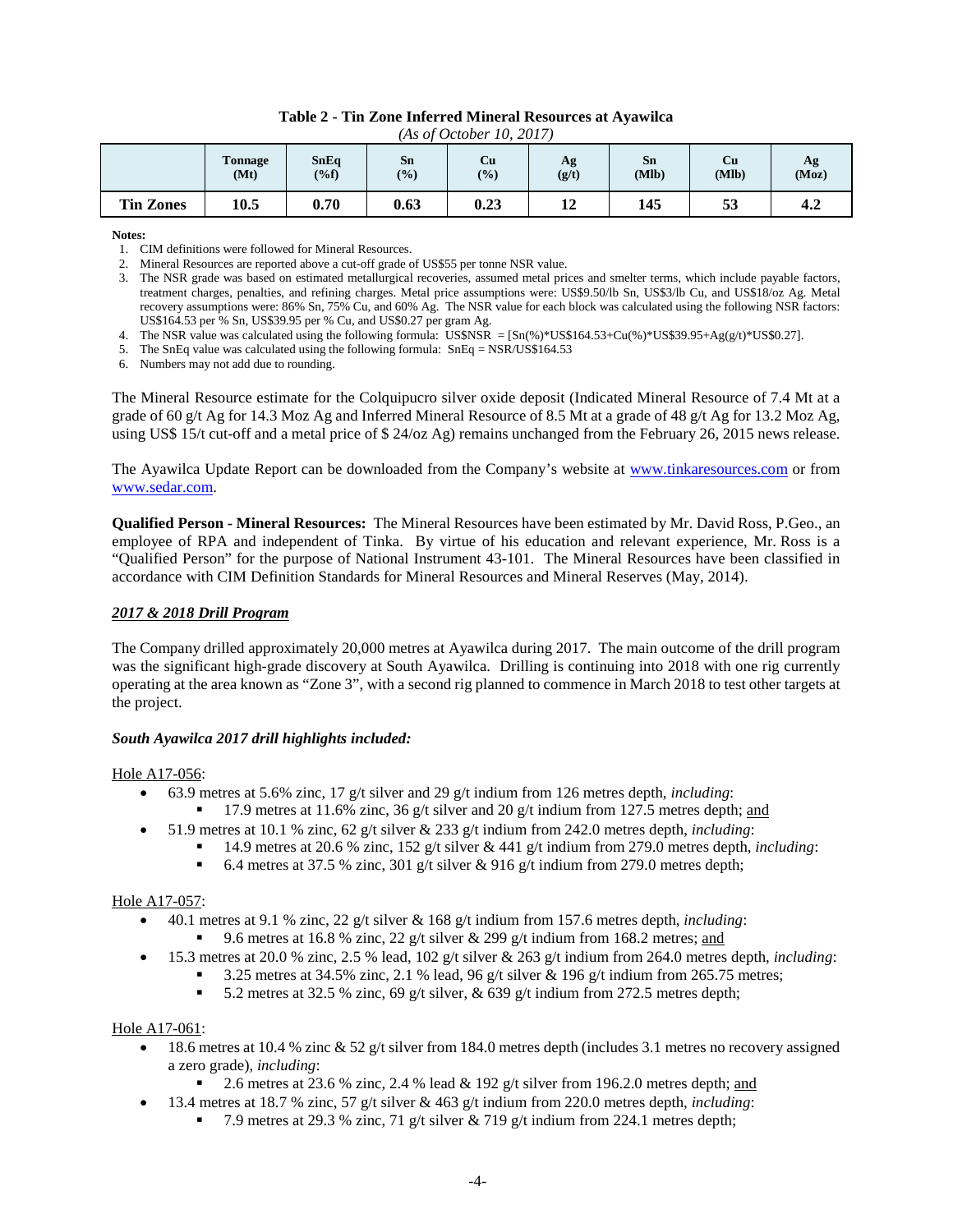**Table 2 - Tin Zone Inferred Mineral Resources at Ayawilca**

*(As of October 10, 2017)*

| | Tonnage (Mt) | SnEq (%f) | Sn (%) | Cu (%) | Ag (g/t) | Sn (Mlb) | Cu (Mlb) | Ag (Moz) |
|---|---|---|---|---|---|---|---|---|
| **Tin Zones** | **10.5** | **0.70** | **0.63** | **0.23** | **12** | **145** | **53** | **4.2** |

**Notes:**

1. CIM definitions were followed for Mineral Resources.
2. Mineral Resources are reported above a cut-off grade of US$55 per tonne NSR value.
3. The NSR grade was based on estimated metallurgical recoveries, assumed metal prices and smelter terms, which include payable factors, treatment charges, penalties, and refining charges. Metal price assumptions were: US$9.50/lb Sn, US$3/lb Cu, and US$18/oz Ag. Metal recovery assumptions were: 86% Sn, 75% Cu, and 60% Ag. The NSR value for each block was calculated using the following NSR factors: US$164.53 per % Sn, US$39.95 per % Cu, and US$0.27 per gram Ag.
4. The NSR value was calculated using the following formula: US$NSR = [Sn(%)*US$164.53+Cu(%)*US$39.95+Ag(g/t)*US$0.27].
5. The SnEq value was calculated using the following formula: SnEq = NSR/US$164.53
6. Numbers may not add due to rounding.

The Mineral Resource estimate for the Colquipucro silver oxide deposit (Indicated Mineral Resource of 7.4 Mt at a grade of 60 g/t Ag for 14.3 Moz Ag and Inferred Mineral Resource of 8.5 Mt at a grade of 48 g/t Ag for 13.2 Moz Ag, using US$ 15/t cut-off and a metal price of $ 24/oz Ag) remains unchanged from the February 26, 2015 news release.

The Ayawilca Update Report can be downloaded from the Company's website at www.tinkaresources.com or from www.sedar.com.

**Qualified Person - Mineral Resources:** The Mineral Resources have been estimated by Mr. David Ross, P.Geo., an employee of RPA and independent of Tinka. By virtue of his education and relevant experience, Mr. Ross is a "Qualified Person" for the purpose of National Instrument 43-101. The Mineral Resources have been classified in accordance with CIM Definition Standards for Mineral Resources and Mineral Reserves (May, 2014).

***2017 & 2018 Drill Program***

The Company drilled approximately 20,000 metres at Ayawilca during 2017. The main outcome of the drill program was the significant high-grade discovery at South Ayawilca. Drilling is continuing into 2018 with one rig currently operating at the area known as "Zone 3", with a second rig planned to commence in March 2018 to test other targets at the project.

***South Ayawilca 2017 drill highlights included:***

Hole A17-056:

- 63.9 metres at 5.6% zinc, 17 g/t silver and 29 g/t indium from 126 metres depth, *including*:
  - 17.9 metres at 11.6% zinc, 36 g/t silver and 20 g/t indium from 127.5 metres depth; and
- 51.9 metres at 10.1 % zinc, 62 g/t silver & 233 g/t indium from 242.0 metres depth, *including*:
  - 14.9 metres at 20.6 % zinc, 152 g/t silver & 441 g/t indium from 279.0 metres depth, *including*:
  - 6.4 metres at 37.5 % zinc, 301 g/t silver & 916 g/t indium from 279.0 metres depth;

Hole A17-057:

- 40.1 metres at 9.1 % zinc, 22 g/t silver & 168 g/t indium from 157.6 metres depth, *including*:
  - 9.6 metres at 16.8 % zinc, 22 g/t silver & 299 g/t indium from 168.2 metres; and
- 15.3 metres at 20.0 % zinc, 2.5 % lead, 102 g/t silver & 263 g/t indium from 264.0 metres depth, *including*:
  - 3.25 metres at 34.5% zinc, 2.1 % lead, 96 g/t silver & 196 g/t indium from 265.75 metres;
  - 5.2 metres at 32.5 % zinc, 69 g/t silver, & 639 g/t indium from 272.5 metres depth;

Hole A17-061:

- 18.6 metres at 10.4 % zinc & 52 g/t silver from 184.0 metres depth (includes 3.1 metres no recovery assigned a zero grade), *including*:
  - 2.6 metres at 23.6 % zinc, 2.4 % lead & 192 g/t silver from 196.2.0 metres depth; and
- 13.4 metres at 18.7 % zinc, 57 g/t silver & 463 g/t indium from 220.0 metres depth, *including*:
  - 7.9 metres at 29.3 % zinc, 71 g/t silver & 719 g/t indium from 224.1 metres depth;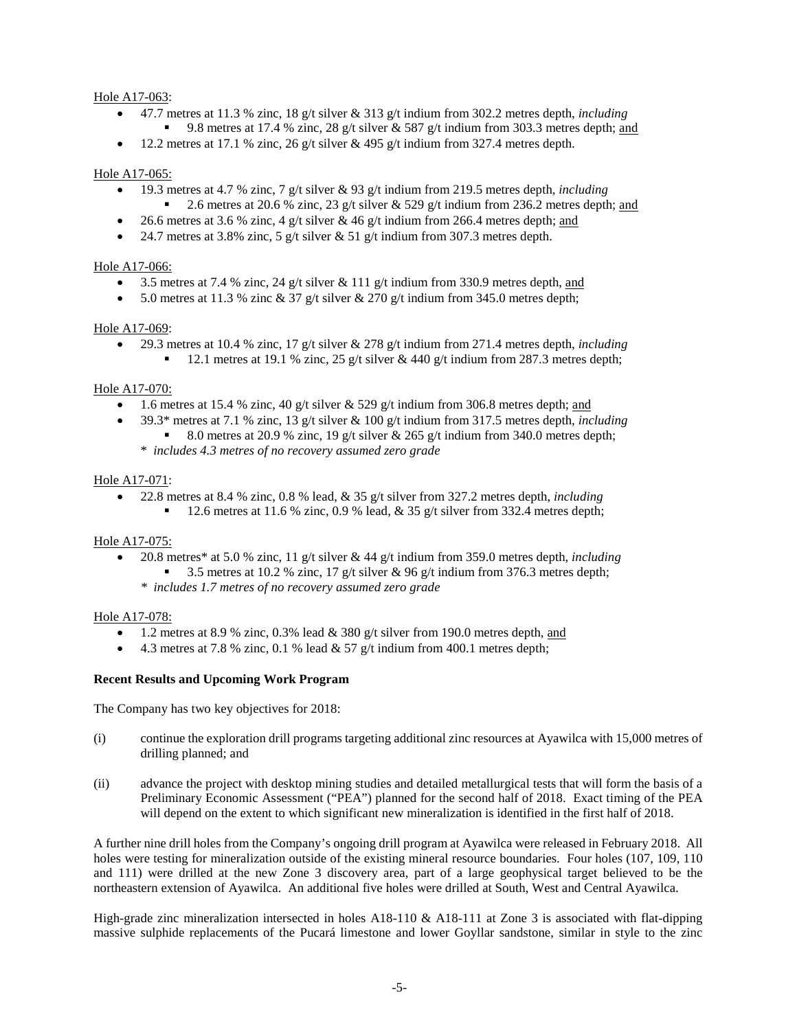Hole A17-063:

- 47.7 metres at 11.3 % zinc, 18 g/t silver & 313 g/t indium from 302.2 metres depth, *including*
  - 9.8 metres at 17.4 % zinc, 28 g/t silver & 587 g/t indium from 303.3 metres depth; and
- 12.2 metres at 17.1 % zinc, 26 g/t silver & 495 g/t indium from 327.4 metres depth.

Hole A17-065:

- 19.3 metres at 4.7 % zinc, 7 g/t silver & 93 g/t indium from 219.5 metres depth, *including*
  - 2.6 metres at 20.6 % zinc, 23 g/t silver & 529 g/t indium from 236.2 metres depth; and
- 26.6 metres at 3.6 % zinc, 4 g/t silver & 46 g/t indium from 266.4 metres depth; and
- 24.7 metres at 3.8% zinc, 5 g/t silver & 51 g/t indium from 307.3 metres depth.

Hole A17-066:

- 3.5 metres at 7.4 % zinc, 24 g/t silver & 111 g/t indium from 330.9 metres depth, and
- 5.0 metres at 11.3 % zinc & 37 g/t silver & 270 g/t indium from 345.0 metres depth;

Hole A17-069:

- 29.3 metres at 10.4 % zinc, 17 g/t silver & 278 g/t indium from 271.4 metres depth, *including*
  - 12.1 metres at 19.1 % zinc, 25 g/t silver & 440 g/t indium from 287.3 metres depth;

Hole A17-070:

- 1.6 metres at 15.4 % zinc, 40 g/t silver & 529 g/t indium from 306.8 metres depth; and
- 39.3* metres at 7.1 % zinc, 13 g/t silver & 100 g/t indium from 317.5 metres depth, *including*
  - 8.0 metres at 20.9 % zinc, 19 g/t silver & 265 g/t indium from 340.0 metres depth;

  \* *includes 4.3 metres of no recovery assumed zero grade*

Hole A17-071:

- 22.8 metres at 8.4 % zinc, 0.8 % lead, & 35 g/t silver from 327.2 metres depth, *including*
  - 12.6 metres at 11.6 % zinc, 0.9 % lead, & 35 g/t silver from 332.4 metres depth;

Hole A17-075:

- 20.8 metres* at 5.0 % zinc, 11 g/t silver & 44 g/t indium from 359.0 metres depth, *including*
  - 3.5 metres at 10.2 % zinc, 17 g/t silver & 96 g/t indium from 376.3 metres depth;

  \* *includes 1.7 metres of no recovery assumed zero grade*

Hole A17-078:

- 1.2 metres at 8.9 % zinc, 0.3% lead & 380 g/t silver from 190.0 metres depth, and
- 4.3 metres at 7.8 % zinc, 0.1 % lead & 57 g/t indium from 400.1 metres depth;

**Recent Results and Upcoming Work Program**

The Company has two key objectives for 2018:

(i) continue the exploration drill programs targeting additional zinc resources at Ayawilca with 15,000 metres of drilling planned; and

(ii) advance the project with desktop mining studies and detailed metallurgical tests that will form the basis of a Preliminary Economic Assessment ("PEA") planned for the second half of 2018. Exact timing of the PEA will depend on the extent to which significant new mineralization is identified in the first half of 2018.

A further nine drill holes from the Company's ongoing drill program at Ayawilca were released in February 2018. All holes were testing for mineralization outside of the existing mineral resource boundaries. Four holes (107, 109, 110 and 111) were drilled at the new Zone 3 discovery area, part of a large geophysical target believed to be the northeastern extension of Ayawilca. An additional five holes were drilled at South, West and Central Ayawilca.

High-grade zinc mineralization intersected in holes A18-110 & A18-111 at Zone 3 is associated with flat-dipping massive sulphide replacements of the Pucará limestone and lower Goyllar sandstone, similar in style to the zinc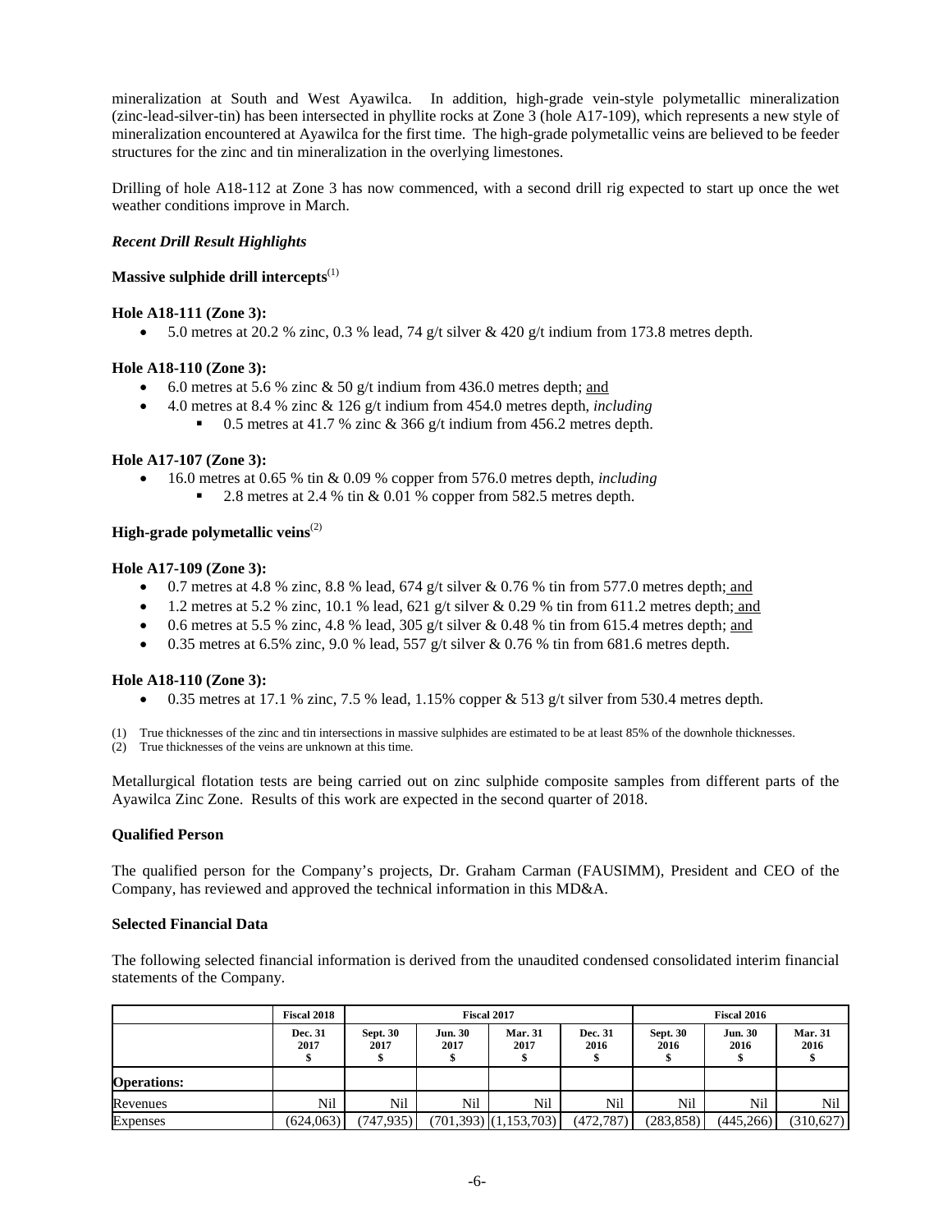mineralization at South and West Ayawilca. In addition, high-grade vein-style polymetallic mineralization (zinc-lead-silver-tin) has been intersected in phyllite rocks at Zone 3 (hole A17-109), which represents a new style of mineralization encountered at Ayawilca for the first time. The high-grade polymetallic veins are believed to be feeder structures for the zinc and tin mineralization in the overlying limestones.

Drilling of hole A18-112 at Zone 3 has now commenced, with a second drill rig expected to start up once the wet weather conditions improve in March.

***Recent Drill Result Highlights***

**Massive sulphide drill intercepts**[(1)]

**Hole A18-111 (Zone 3):**

- 5.0 metres at 20.2 % zinc, 0.3 % lead, 74 g/t silver & 420 g/t indium from 173.8 metres depth.

**Hole A18-110 (Zone 3):**

- 6.0 metres at 5.6 % zinc & 50 g/t indium from 436.0 metres depth; <u>and</u>
- 4.0 metres at 8.4 % zinc & 126 g/t indium from 454.0 metres depth, *including*
  - 0.5 metres at 41.7 % zinc & 366 g/t indium from 456.2 metres depth.

**Hole A17-107 (Zone 3):**

- 16.0 metres at 0.65 % tin & 0.09 % copper from 576.0 metres depth, *including*
  - 2.8 metres at 2.4 % tin & 0.01 % copper from 582.5 metres depth.

**High-grade polymetallic veins**[(2)]

**Hole A17-109 (Zone 3):**

- 0.7 metres at 4.8 % zinc, 8.8 % lead, 674 g/t silver & 0.76 % tin from 577.0 metres depth; <u>and</u>
- 1.2 metres at 5.2 % zinc, 10.1 % lead, 621 g/t silver & 0.29 % tin from 611.2 metres depth; <u>and</u>
- 0.6 metres at 5.5 % zinc, 4.8 % lead, 305 g/t silver & 0.48 % tin from 615.4 metres depth; <u>and</u>
- 0.35 metres at 6.5% zinc, 9.0 % lead, 557 g/t silver & 0.76 % tin from 681.6 metres depth.

**Hole A18-110 (Zone 3):**

- 0.35 metres at 17.1 % zinc, 7.5 % lead, 1.15% copper & 513 g/t silver from 530.4 metres depth.

(1) True thicknesses of the zinc and tin intersections in massive sulphides are estimated to be at least 85% of the downhole thicknesses.
(2) True thicknesses of the veins are unknown at this time.

Metallurgical flotation tests are being carried out on zinc sulphide composite samples from different parts of the Ayawilca Zinc Zone. Results of this work are expected in the second quarter of 2018.

**Qualified Person**

The qualified person for the Company's projects, Dr. Graham Carman (FAUSIMM), President and CEO of the Company, has reviewed and approved the technical information in this MD&A.

**Selected Financial Data**

The following selected financial information is derived from the unaudited condensed consolidated interim financial statements of the Company.

| | Fiscal 2018 | Fiscal 2017 | | | | Fiscal 2016 | | |
|---|---|---|---|---|---|---|---|---|
| | Dec. 31 2017 $ | Sept. 30 2017 $ | Jun. 30 2017 $ | Mar. 31 2017 $ | Dec. 31 2016 $ | Sept. 30 2016 $ | Jun. 30 2016 $ | Mar. 31 2016 $ |
| **Operations:** | | | | | | | | |
| Revenues | Nil | Nil | Nil | Nil | Nil | Nil | Nil | Nil |
| Expenses | (624,063) | (747,935) | (701,393) | (1,153,703) | (472,787) | (283,858) | (445,266) | (310,627) |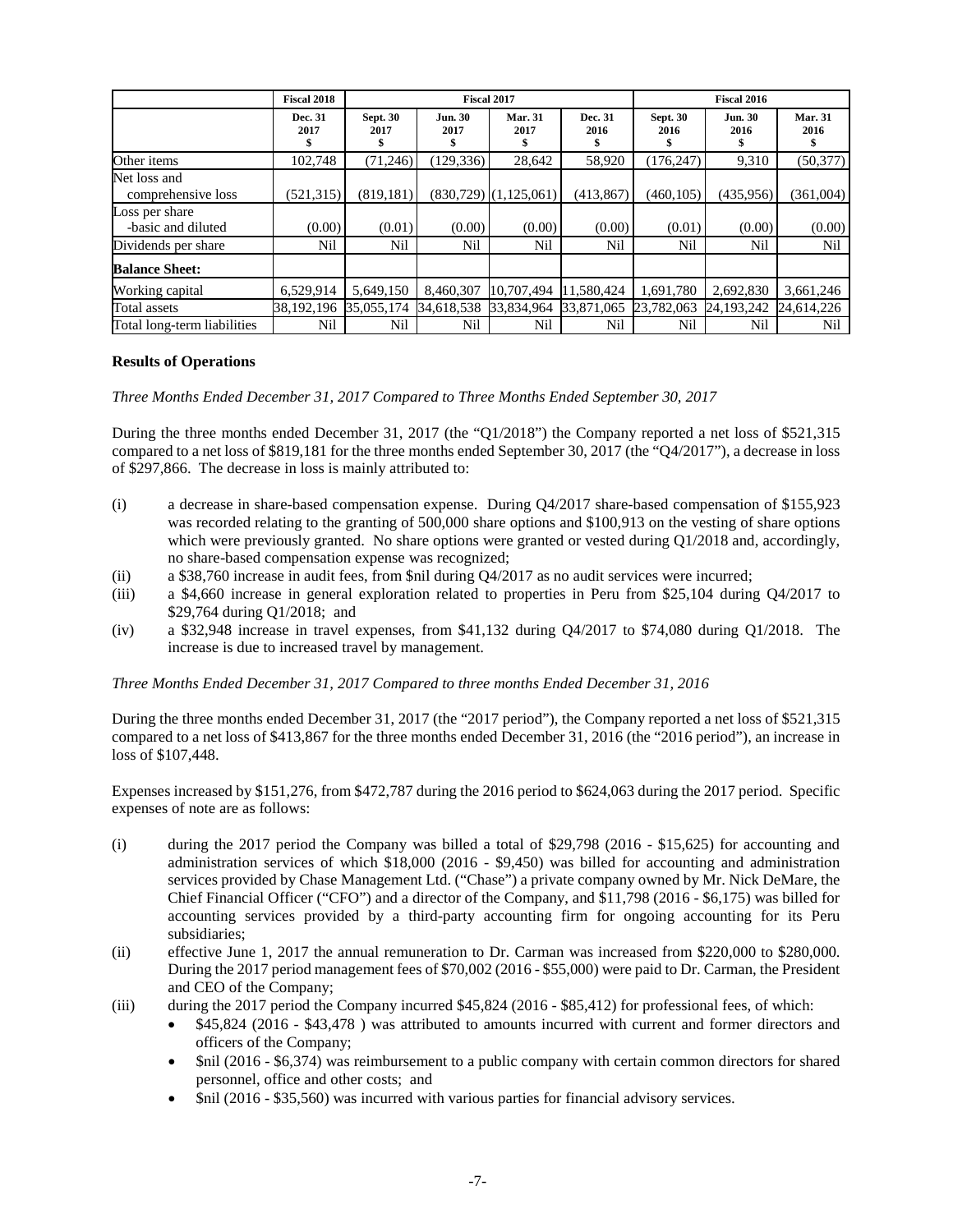| | Fiscal 2018 | Fiscal 2017 | | | | Fiscal 2016 | | |
|---|---|---|---|---|---|---|---|---|
| | Dec. 31 2017 $ | Sept. 30 2017 $ | Jun. 30 2017 $ | Mar. 31 2017 $ | Dec. 31 2016 $ | Sept. 30 2016 $ | Jun. 30 2016 $ | Mar. 31 2016 $ |
| Other items | 102,748 | (71,246) | (129,336) | 28,642 | 58,920 | (176,247) | 9,310 | (50,377) |
| Net loss and comprehensive loss | (521,315) | (819,181) | (830,729) | (1,125,061) | (413,867) | (460,105) | (435,956) | (361,004) |
| Loss per share -basic and diluted | (0.00) | (0.01) | (0.00) | (0.00) | (0.00) | (0.01) | (0.00) | (0.00) |
| Dividends per share | Nil | Nil | Nil | Nil | Nil | Nil | Nil | Nil |
| **Balance Sheet:** | | | | | | | | |
| Working capital | 6,529,914 | 5,649,150 | 8,460,307 | 10,707,494 | 11,580,424 | 1,691,780 | 2,692,830 | 3,661,246 |
| Total assets | 38,192,196 | 35,055,174 | 34,618,538 | 33,834,964 | 33,871,065 | 23,782,063 | 24,193,242 | 24,614,226 |
| Total long-term liabilities | Nil | Nil | Nil | Nil | Nil | Nil | Nil | Nil |

## Results of Operations

*Three Months Ended December 31, 2017 Compared to Three Months Ended September 30, 2017*

During the three months ended December 31, 2017 (the "Q1/2018") the Company reported a net loss of $521,315 compared to a net loss of $819,181 for the three months ended September 30, 2017 (the "Q4/2017"), a decrease in loss of $297,866. The decrease in loss is mainly attributed to:

(i) a decrease in share-based compensation expense. During Q4/2017 share-based compensation of $155,923 was recorded relating to the granting of 500,000 share options and $100,913 on the vesting of share options which were previously granted. No share options were granted or vested during Q1/2018 and, accordingly, no share-based compensation expense was recognized;

(ii) a $38,760 increase in audit fees, from $nil during Q4/2017 as no audit services were incurred;

(iii) a $4,660 increase in general exploration related to properties in Peru from $25,104 during Q4/2017 to $29,764 during Q1/2018; and

(iv) a $32,948 increase in travel expenses, from $41,132 during Q4/2017 to $74,080 during Q1/2018. The increase is due to increased travel by management.

*Three Months Ended December 31, 2017 Compared to three months Ended December 31, 2016*

During the three months ended December 31, 2017 (the "2017 period"), the Company reported a net loss of $521,315 compared to a net loss of $413,867 for the three months ended December 31, 2016 (the "2016 period"), an increase in loss of $107,448.

Expenses increased by $151,276, from $472,787 during the 2016 period to $624,063 during the 2017 period. Specific expenses of note are as follows:

(i) during the 2017 period the Company was billed a total of $29,798 (2016 - $15,625) for accounting and administration services of which $18,000 (2016 - $9,450) was billed for accounting and administration services provided by Chase Management Ltd. ("Chase") a private company owned by Mr. Nick DeMare, the Chief Financial Officer ("CFO") and a director of the Company, and $11,798 (2016 - $6,175) was billed for accounting services provided by a third-party accounting firm for ongoing accounting for its Peru subsidiaries;

(ii) effective June 1, 2017 the annual remuneration to Dr. Carman was increased from $220,000 to $280,000. During the 2017 period management fees of $70,002 (2016 - $55,000) were paid to Dr. Carman, the President and CEO of the Company;

(iii) during the 2017 period the Company incurred $45,824 (2016 - $85,412) for professional fees, of which:
- $45,824 (2016 - $43,478 ) was attributed to amounts incurred with current and former directors and officers of the Company;
- $nil (2016 - $6,374) was reimbursement to a public company with certain common directors for shared personnel, office and other costs; and
- $nil (2016 - $35,560) was incurred with various parties for financial advisory services.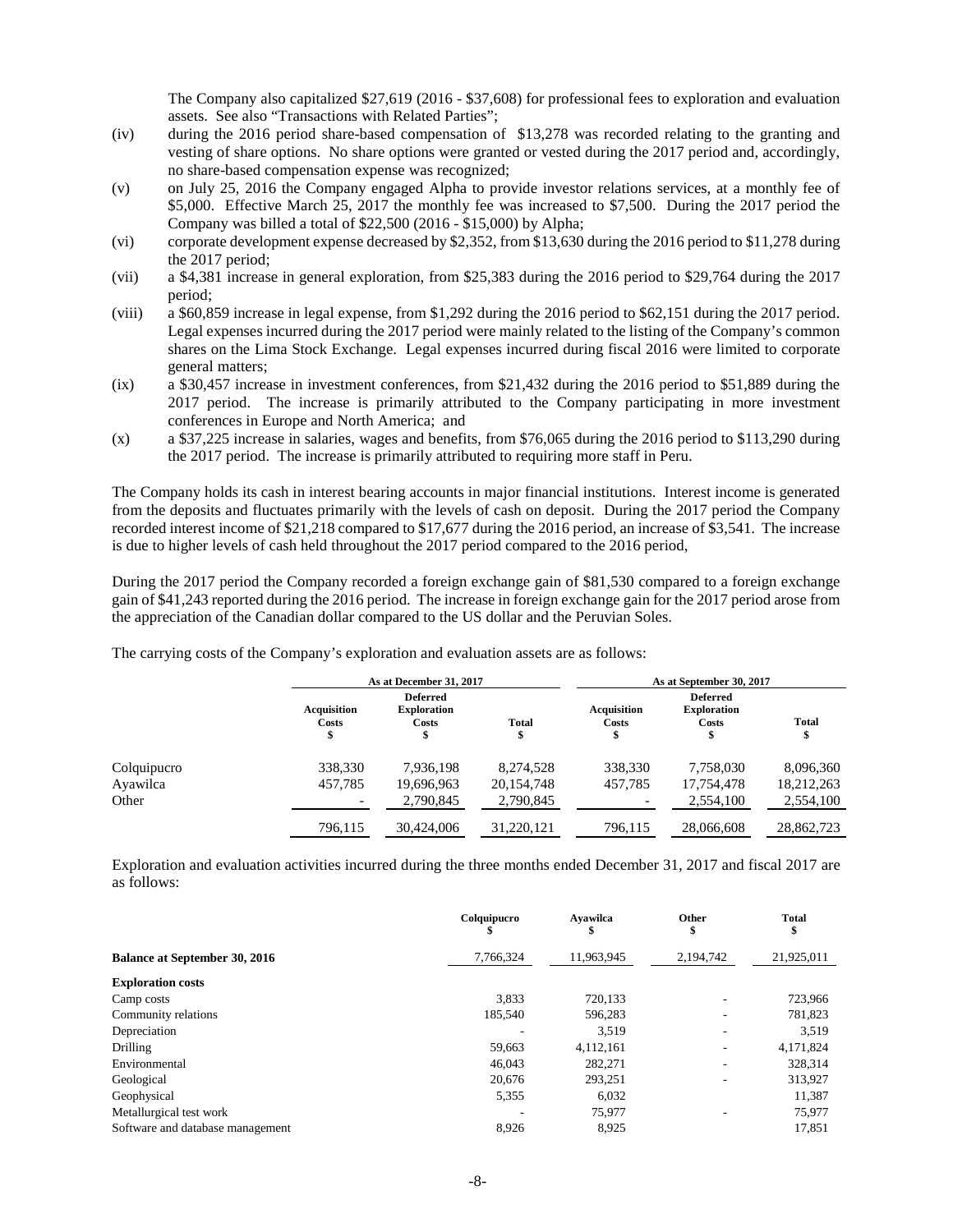The Company also capitalized $27,619 (2016 - $37,608) for professional fees to exploration and evaluation assets. See also "Transactions with Related Parties";

(iv) during the 2016 period share-based compensation of $13,278 was recorded relating to the granting and vesting of share options. No share options were granted or vested during the 2017 period and, accordingly, no share-based compensation expense was recognized;

(v) on July 25, 2016 the Company engaged Alpha to provide investor relations services, at a monthly fee of $5,000. Effective March 25, 2017 the monthly fee was increased to $7,500. During the 2017 period the Company was billed a total of $22,500 (2016 - $15,000) by Alpha;

(vi) corporate development expense decreased by $2,352, from $13,630 during the 2016 period to $11,278 during the 2017 period;

(vii) a $4,381 increase in general exploration, from $25,383 during the 2016 period to $29,764 during the 2017 period;

(viii) a $60,859 increase in legal expense, from $1,292 during the 2016 period to $62,151 during the 2017 period. Legal expenses incurred during the 2017 period were mainly related to the listing of the Company's common shares on the Lima Stock Exchange. Legal expenses incurred during fiscal 2016 were limited to corporate general matters;

(ix) a $30,457 increase in investment conferences, from $21,432 during the 2016 period to $51,889 during the 2017 period. The increase is primarily attributed to the Company participating in more investment conferences in Europe and North America; and

(x) a $37,225 increase in salaries, wages and benefits, from $76,065 during the 2016 period to $113,290 during the 2017 period. The increase is primarily attributed to requiring more staff in Peru.

The Company holds its cash in interest bearing accounts in major financial institutions. Interest income is generated from the deposits and fluctuates primarily with the levels of cash on deposit. During the 2017 period the Company recorded interest income of $21,218 compared to $17,677 during the 2016 period, an increase of $3,541. The increase is due to higher levels of cash held throughout the 2017 period compared to the 2016 period,

During the 2017 period the Company recorded a foreign exchange gain of $81,530 compared to a foreign exchange gain of $41,243 reported during the 2016 period. The increase in foreign exchange gain for the 2017 period arose from the appreciation of the Canadian dollar compared to the US dollar and the Peruvian Soles.

The carrying costs of the Company's exploration and evaluation assets are as follows:

| | As at December 31, 2017 | | | As at September 30, 2017 | | |
|---|---|---|---|---|---|---|
| | Acquisition Costs $ | Deferred Exploration Costs $ | Total $ | Acquisition Costs $ | Deferred Exploration Costs $ | Total $ |
| Colquipucro | 338,330 | 7,936,198 | 8,274,528 | 338,330 | 7,758,030 | 8,096,360 |
| Ayawilca | 457,785 | 19,696,963 | 20,154,748 | 457,785 | 17,754,478 | 18,212,263 |
| Other | - | 2,790,845 | 2,790,845 | - | 2,554,100 | 2,554,100 |
| | 796,115 | 30,424,006 | 31,220,121 | 796,115 | 28,066,608 | 28,862,723 |

Exploration and evaluation activities incurred during the three months ended December 31, 2017 and fiscal 2017 are as follows:

| | Colquipucro $ | Ayawilca $ | Other $ | Total $ |
|---|---|---|---|---|
| **Balance at September 30, 2016** | 7,766,324 | 11,963,945 | 2,194,742 | 21,925,011 |
| **Exploration costs** | | | | |
| Camp costs | 3,833 | 720,133 | - | 723,966 |
| Community relations | 185,540 | 596,283 | - | 781,823 |
| Depreciation | - | 3,519 | - | 3,519 |
| Drilling | 59,663 | 4,112,161 | - | 4,171,824 |
| Environmental | 46,043 | 282,271 | - | 328,314 |
| Geological | 20,676 | 293,251 | - | 313,927 |
| Geophysical | 5,355 | 6,032 | | 11,387 |
| Metallurgical test work | - | 75,977 | - | 75,977 |
| Software and database management | 8,926 | 8,925 | | 17,851 |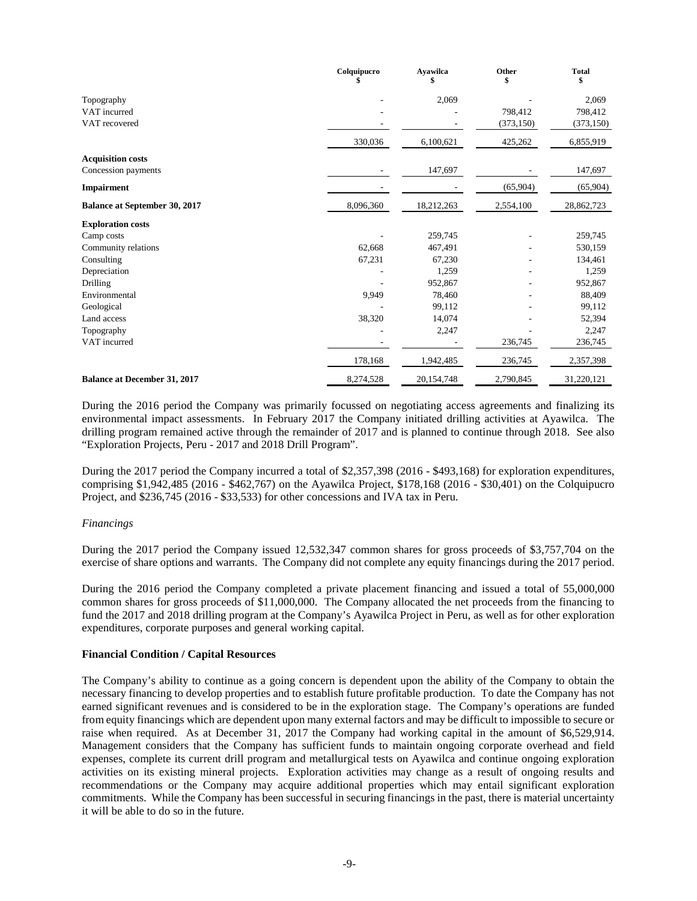| | Colquipucro $ | Ayawilca $ | Other $ | Total $ |
|---|---|---|---|---|
| Topography | - | 2,069 | - | 2,069 |
| VAT incurred | - | - | 798,412 | 798,412 |
| VAT recovered | - | - | (373,150) | (373,150) |
| | 330,036 | 6,100,621 | 425,262 | 6,855,919 |
| **Acquisition costs** | | | | |
| Concession payments | - | 147,697 | - | 147,697 |
| **Impairment** | - | - | (65,904) | (65,904) |
| **Balance at September 30, 2017** | 8,096,360 | 18,212,263 | 2,554,100 | 28,862,723 |
| **Exploration costs** | | | | |
| Camp costs | - | 259,745 | - | 259,745 |
| Community relations | 62,668 | 467,491 | - | 530,159 |
| Consulting | 67,231 | 67,230 | - | 134,461 |
| Depreciation | - | 1,259 | - | 1,259 |
| Drilling | - | 952,867 | - | 952,867 |
| Environmental | 9,949 | 78,460 | - | 88,409 |
| Geological | - | 99,112 | - | 99,112 |
| Land access | 38,320 | 14,074 | - | 52,394 |
| Topography | - | 2,247 | - | 2,247 |
| VAT incurred | - | - | 236,745 | 236,745 |
| | 178,168 | 1,942,485 | 236,745 | 2,357,398 |
| **Balance at December 31, 2017** | 8,274,528 | 20,154,748 | 2,790,845 | 31,220,121 |

During the 2016 period the Company was primarily focussed on negotiating access agreements and finalizing its environmental impact assessments. In February 2017 the Company initiated drilling activities at Ayawilca. The drilling program remained active through the remainder of 2017 and is planned to continue through 2018. See also "Exploration Projects, Peru - 2017 and 2018 Drill Program".

During the 2017 period the Company incurred a total of $2,357,398 (2016 - $493,168) for exploration expenditures, comprising $1,942,485 (2016 - $462,767) on the Ayawilca Project, $178,168 (2016 - $30,401) on the Colquipucro Project, and $236,745 (2016 - $33,533) for other concessions and IVA tax in Peru.

*Financings*

During the 2017 period the Company issued 12,532,347 common shares for gross proceeds of $3,757,704 on the exercise of share options and warrants. The Company did not complete any equity financings during the 2017 period.

During the 2016 period the Company completed a private placement financing and issued a total of 55,000,000 common shares for gross proceeds of $11,000,000. The Company allocated the net proceeds from the financing to fund the 2017 and 2018 drilling program at the Company's Ayawilca Project in Peru, as well as for other exploration expenditures, corporate purposes and general working capital.

**Financial Condition / Capital Resources**

The Company's ability to continue as a going concern is dependent upon the ability of the Company to obtain the necessary financing to develop properties and to establish future profitable production. To date the Company has not earned significant revenues and is considered to be in the exploration stage. The Company's operations are funded from equity financings which are dependent upon many external factors and may be difficult to impossible to secure or raise when required. As at December 31, 2017 the Company had working capital in the amount of $6,529,914. Management considers that the Company has sufficient funds to maintain ongoing corporate overhead and field expenses, complete its current drill program and metallurgical tests on Ayawilca and continue ongoing exploration activities on its existing mineral projects. Exploration activities may change as a result of ongoing results and recommendations or the Company may acquire additional properties which may entail significant exploration commitments. While the Company has been successful in securing financings in the past, there is material uncertainty it will be able to do so in the future.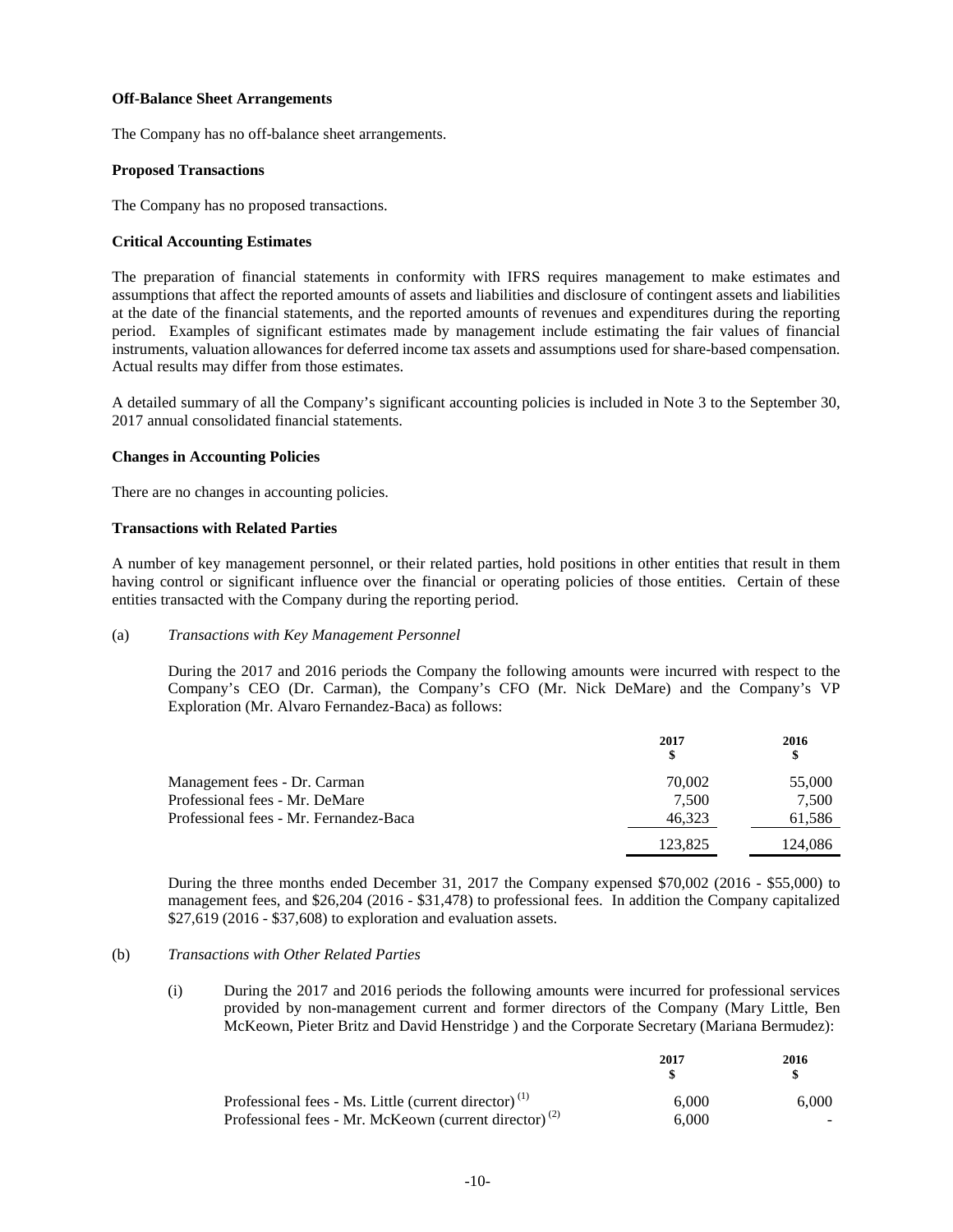**Off-Balance Sheet Arrangements**

The Company has no off-balance sheet arrangements.

**Proposed Transactions**

The Company has no proposed transactions.

**Critical Accounting Estimates**

The preparation of financial statements in conformity with IFRS requires management to make estimates and assumptions that affect the reported amounts of assets and liabilities and disclosure of contingent assets and liabilities at the date of the financial statements, and the reported amounts of revenues and expenditures during the reporting period. Examples of significant estimates made by management include estimating the fair values of financial instruments, valuation allowances for deferred income tax assets and assumptions used for share-based compensation. Actual results may differ from those estimates.

A detailed summary of all the Company's significant accounting policies is included in Note 3 to the September 30, 2017 annual consolidated financial statements.

**Changes in Accounting Policies**

There are no changes in accounting policies.

**Transactions with Related Parties**

A number of key management personnel, or their related parties, hold positions in other entities that result in them having control or significant influence over the financial or operating policies of those entities. Certain of these entities transacted with the Company during the reporting period.

(a) *Transactions with Key Management Personnel*

During the 2017 and 2016 periods the Company the following amounts were incurred with respect to the Company's CEO (Dr. Carman), the Company's CFO (Mr. Nick DeMare) and the Company's VP Exploration (Mr. Alvaro Fernandez-Baca) as follows:

| | 2017<br>$ | 2016<br>$ |
|---|---|---|
| Management fees - Dr. Carman | 70,002 | 55,000 |
| Professional fees - Mr. DeMare | 7,500 | 7,500 |
| Professional fees - Mr. Fernandez-Baca | 46,323 | 61,586 |
| | 123,825 | 124,086 |

During the three months ended December 31, 2017 the Company expensed $70,002 (2016 - $55,000) to management fees, and $26,204 (2016 - $31,478) to professional fees. In addition the Company capitalized $27,619 (2016 - $37,608) to exploration and evaluation assets.

(b) *Transactions with Other Related Parties*

(i) During the 2017 and 2016 periods the following amounts were incurred for professional services provided by non-management current and former directors of the Company (Mary Little, Ben McKeown, Pieter Britz and David Henstridge ) and the Corporate Secretary (Mariana Bermudez):

| | 2017<br>$ | 2016<br>$ |
|---|---|---|
| Professional fees - Ms. Little (current director) [1] | 6,000 | 6,000 |
| Professional fees - Mr. McKeown (current director) [2] | 6,000 | - |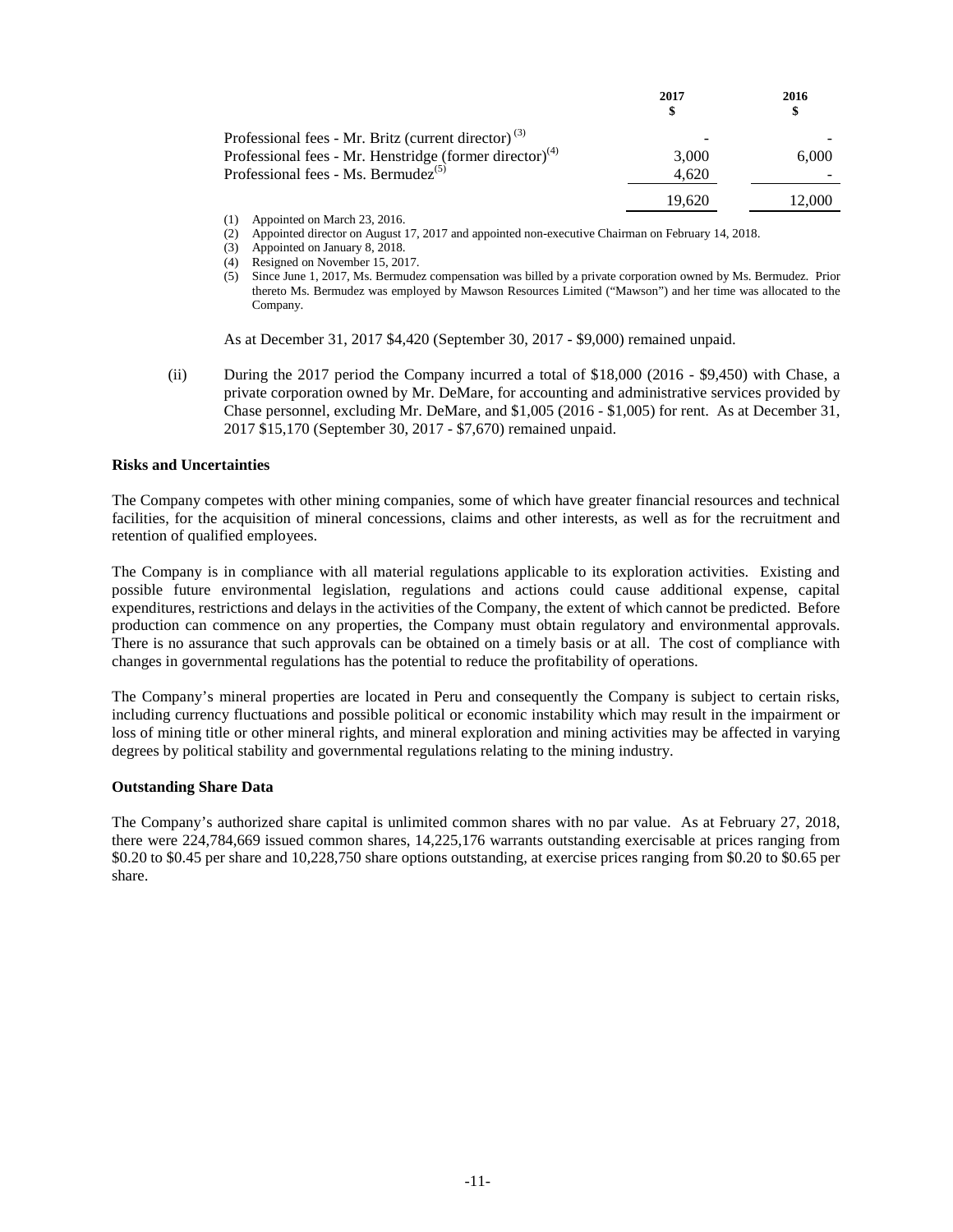| | 2017 $ | 2016 $ |
|---|---|---|
| Professional fees - Mr. Britz (current director) [(3)] | - | - |
| Professional fees - Mr. Henstridge (former director)[(4)] | 3,000 | 6,000 |
| Professional fees - Ms. Bermudez[(5)] | 4,620 | - |
| | 19,620 | 12,000 |

(1) Appointed on March 23, 2016.
(2) Appointed director on August 17, 2017 and appointed non-executive Chairman on February 14, 2018.
(3) Appointed on January 8, 2018.
(4) Resigned on November 15, 2017.
(5) Since June 1, 2017, Ms. Bermudez compensation was billed by a private corporation owned by Ms. Bermudez. Prior thereto Ms. Bermudez was employed by Mawson Resources Limited ("Mawson") and her time was allocated to the Company.

As at December 31, 2017 $4,420 (September 30, 2017 - $9,000) remained unpaid.

(ii) During the 2017 period the Company incurred a total of $18,000 (2016 - $9,450) with Chase, a private corporation owned by Mr. DeMare, for accounting and administrative services provided by Chase personnel, excluding Mr. DeMare, and $1,005 (2016 - $1,005) for rent. As at December 31, 2017 $15,170 (September 30, 2017 - $7,670) remained unpaid.

**Risks and Uncertainties**

The Company competes with other mining companies, some of which have greater financial resources and technical facilities, for the acquisition of mineral concessions, claims and other interests, as well as for the recruitment and retention of qualified employees.

The Company is in compliance with all material regulations applicable to its exploration activities. Existing and possible future environmental legislation, regulations and actions could cause additional expense, capital expenditures, restrictions and delays in the activities of the Company, the extent of which cannot be predicted. Before production can commence on any properties, the Company must obtain regulatory and environmental approvals. There is no assurance that such approvals can be obtained on a timely basis or at all. The cost of compliance with changes in governmental regulations has the potential to reduce the profitability of operations.

The Company's mineral properties are located in Peru and consequently the Company is subject to certain risks, including currency fluctuations and possible political or economic instability which may result in the impairment or loss of mining title or other mineral rights, and mineral exploration and mining activities may be affected in varying degrees by political stability and governmental regulations relating to the mining industry.

**Outstanding Share Data**

The Company's authorized share capital is unlimited common shares with no par value. As at February 27, 2018, there were 224,784,669 issued common shares, 14,225,176 warrants outstanding exercisable at prices ranging from $0.20 to $0.45 per share and 10,228,750 share options outstanding, at exercise prices ranging from $0.20 to $0.65 per share.